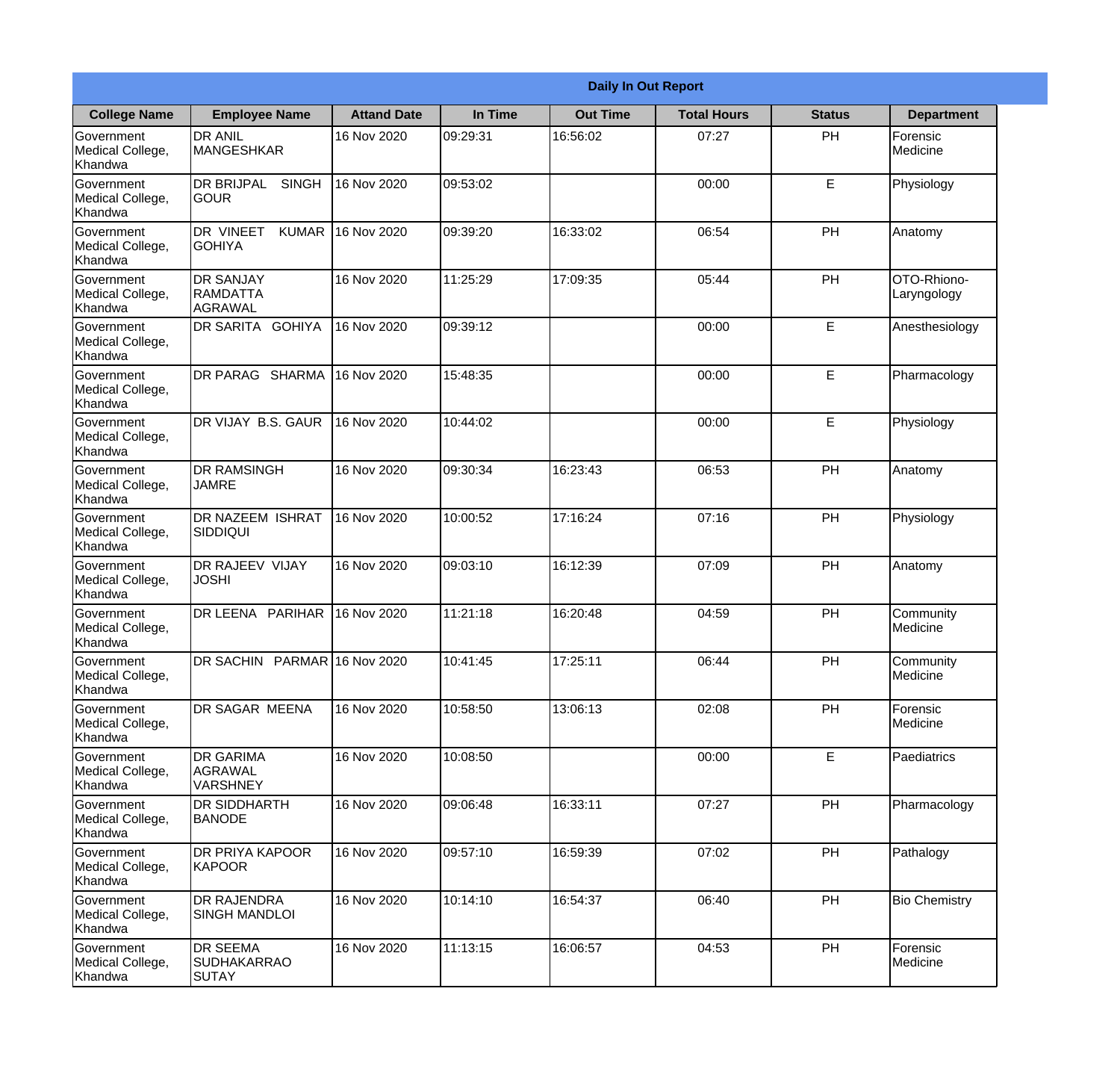| Daily In Out Report | | | | | | | |
|---|---|---|---|---|---|---|---|
| **College Name** | **Employee Name** | **Attand Date** | **In Time** | **Out Time** | **Total Hours** | **Status** | **Department** |
| Government Medical College, Khandwa | DR ANIL MANGESHKAR | 16 Nov 2020 | 09:29:31 | 16:56:02 | 07:27 | PH | Forensic Medicine |
| Government Medical College, Khandwa | DR BRIJPAL SINGH GOUR | 16 Nov 2020 | 09:53:02 | | 00:00 | E | Physiology |
| Government Medical College, Khandwa | DR VINEET KUMAR GOHIYA | 16 Nov 2020 | 09:39:20 | 16:33:02 | 06:54 | PH | Anatomy |
| Government Medical College, Khandwa | DR SANJAY RAMDATTA AGRAWAL | 16 Nov 2020 | 11:25:29 | 17:09:35 | 05:44 | PH | OTO-Rhiono-Laryngology |
| Government Medical College, Khandwa | DR SARITA GOHIYA | 16 Nov 2020 | 09:39:12 | | 00:00 | E | Anesthesiology |
| Government Medical College, Khandwa | DR PARAG SHARMA | 16 Nov 2020 | 15:48:35 | | 00:00 | E | Pharmacology |
| Government Medical College, Khandwa | DR VIJAY B.S. GAUR | 16 Nov 2020 | 10:44:02 | | 00:00 | E | Physiology |
| Government Medical College, Khandwa | DR RAMSINGH JAMRE | 16 Nov 2020 | 09:30:34 | 16:23:43 | 06:53 | PH | Anatomy |
| Government Medical College, Khandwa | DR NAZEEM ISHRAT SIDDIQUI | 16 Nov 2020 | 10:00:52 | 17:16:24 | 07:16 | PH | Physiology |
| Government Medical College, Khandwa | DR RAJEEV VIJAY JOSHI | 16 Nov 2020 | 09:03:10 | 16:12:39 | 07:09 | PH | Anatomy |
| Government Medical College, Khandwa | DR LEENA PARIHAR | 16 Nov 2020 | 11:21:18 | 16:20:48 | 04:59 | PH | Community Medicine |
| Government Medical College, Khandwa | DR SACHIN PARMAR | 16 Nov 2020 | 10:41:45 | 17:25:11 | 06:44 | PH | Community Medicine |
| Government Medical College, Khandwa | DR SAGAR MEENA | 16 Nov 2020 | 10:58:50 | 13:06:13 | 02:08 | PH | Forensic Medicine |
| Government Medical College, Khandwa | DR GARIMA AGRAWAL VARSHNEY | 16 Nov 2020 | 10:08:50 | | 00:00 | E | Paediatrics |
| Government Medical College, Khandwa | DR SIDDHARTH BANODE | 16 Nov 2020 | 09:06:48 | 16:33:11 | 07:27 | PH | Pharmacology |
| Government Medical College, Khandwa | DR PRIYA KAPOOR KAPOOR | 16 Nov 2020 | 09:57:10 | 16:59:39 | 07:02 | PH | Pathalogy |
| Government Medical College, Khandwa | DR RAJENDRA SINGH MANDLOI | 16 Nov 2020 | 10:14:10 | 16:54:37 | 06:40 | PH | Bio Chemistry |
| Government Medical College, Khandwa | DR SEEMA SUDHAKARRAO SUTAY | 16 Nov 2020 | 11:13:15 | 16:06:57 | 04:53 | PH | Forensic Medicine |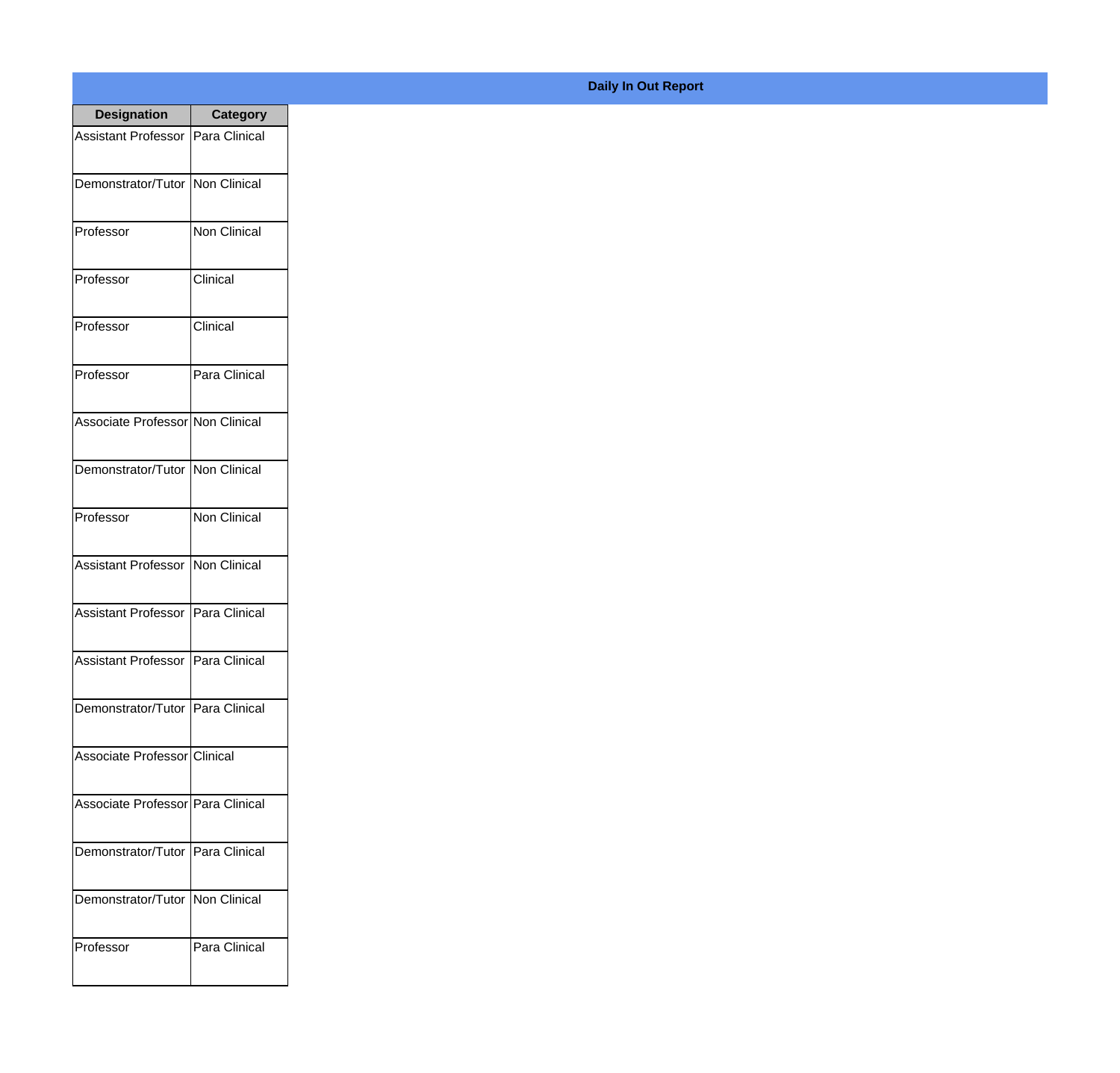**Daily In Out Report**

| Designation | Category |
|---|---|
| Assistant Professor | Para Clinical |
| Demonstrator/Tutor | Non Clinical |
| Professor | Non Clinical |
| Professor | Clinical |
| Professor | Clinical |
| Professor | Para Clinical |
| Associate Professor | Non Clinical |
| Demonstrator/Tutor | Non Clinical |
| Professor | Non Clinical |
| Assistant Professor | Non Clinical |
| Assistant Professor | Para Clinical |
| Assistant Professor | Para Clinical |
| Demonstrator/Tutor | Para Clinical |
| Associate Professor | Clinical |
| Associate Professor | Para Clinical |
| Demonstrator/Tutor | Para Clinical |
| Demonstrator/Tutor | Non Clinical |
| Professor | Para Clinical |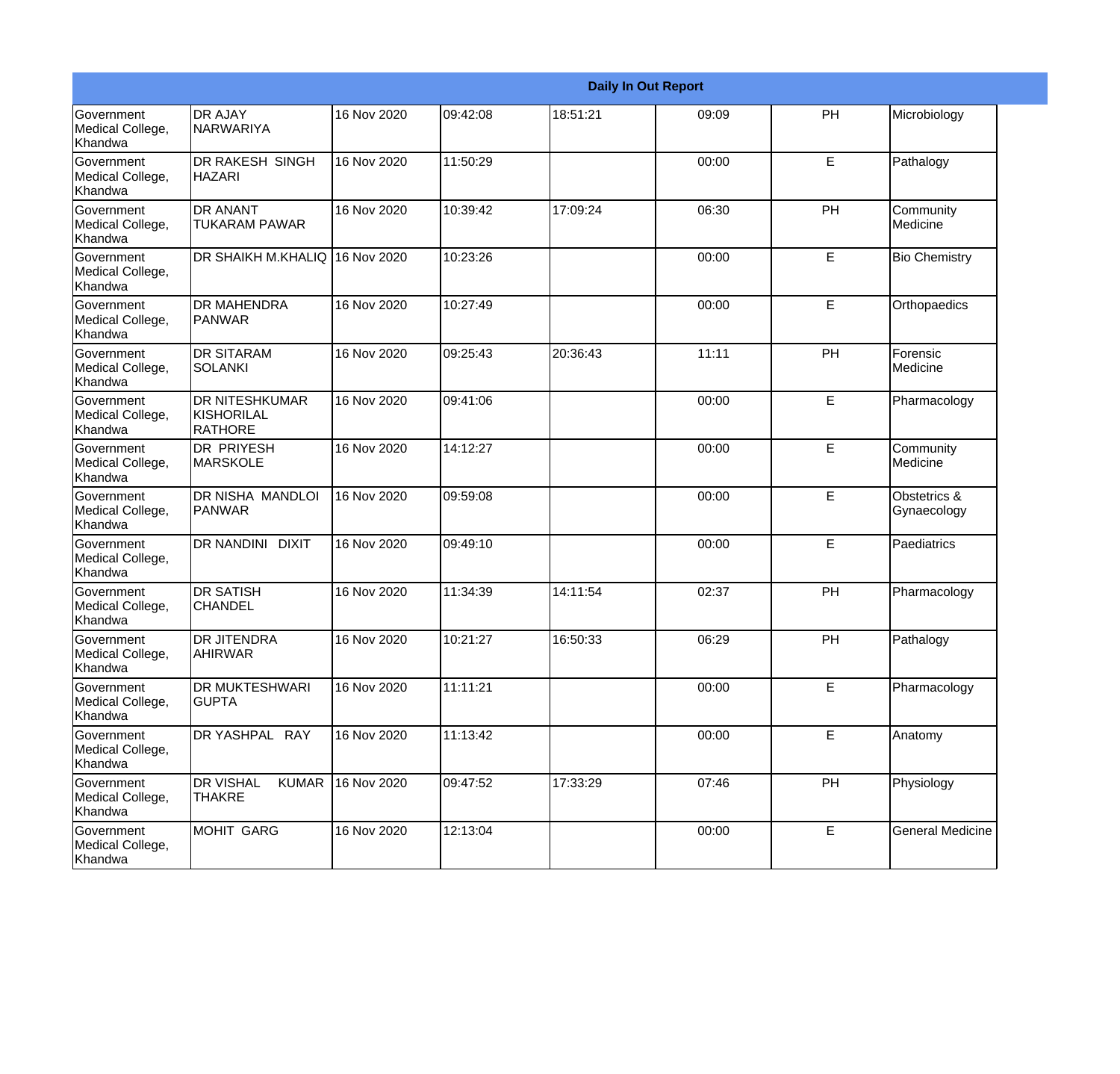| Daily In Out Report | | | | | | | |
|---|---|---|---|---|---|---|---|
| Government Medical College, Khandwa | DR AJAY NARWARIYA | 16 Nov 2020 | 09:42:08 | 18:51:21 | 09:09 | PH | Microbiology |
| Government Medical College, Khandwa | DR RAKESH SINGH HAZARI | 16 Nov 2020 | 11:50:29 | | 00:00 | E | Pathalogy |
| Government Medical College, Khandwa | DR ANANT TUKARAM PAWAR | 16 Nov 2020 | 10:39:42 | 17:09:24 | 06:30 | PH | Community Medicine |
| Government Medical College, Khandwa | DR SHAIKH M.KHALIQ | 16 Nov 2020 | 10:23:26 | | 00:00 | E | Bio Chemistry |
| Government Medical College, Khandwa | DR MAHENDRA PANWAR | 16 Nov 2020 | 10:27:49 | | 00:00 | E | Orthopaedics |
| Government Medical College, Khandwa | DR SITARAM SOLANKI | 16 Nov 2020 | 09:25:43 | 20:36:43 | 11:11 | PH | Forensic Medicine |
| Government Medical College, Khandwa | DR NITESHKUMAR KISHORILAL RATHORE | 16 Nov 2020 | 09:41:06 | | 00:00 | E | Pharmacology |
| Government Medical College, Khandwa | DR PRIYESH MARSKOLE | 16 Nov 2020 | 14:12:27 | | 00:00 | E | Community Medicine |
| Government Medical College, Khandwa | DR NISHA MANDLOI PANWAR | 16 Nov 2020 | 09:59:08 | | 00:00 | E | Obstetrics & Gynaecology |
| Government Medical College, Khandwa | DR NANDINI DIXIT | 16 Nov 2020 | 09:49:10 | | 00:00 | E | Paediatrics |
| Government Medical College, Khandwa | DR SATISH CHANDEL | 16 Nov 2020 | 11:34:39 | 14:11:54 | 02:37 | PH | Pharmacology |
| Government Medical College, Khandwa | DR JITENDRA AHIRWAR | 16 Nov 2020 | 10:21:27 | 16:50:33 | 06:29 | PH | Pathalogy |
| Government Medical College, Khandwa | DR MUKTESHWARI GUPTA | 16 Nov 2020 | 11:11:21 | | 00:00 | E | Pharmacology |
| Government Medical College, Khandwa | DR YASHPAL RAY | 16 Nov 2020 | 11:13:42 | | 00:00 | E | Anatomy |
| Government Medical College, Khandwa | DR VISHAL KUMAR THAKRE | 16 Nov 2020 | 09:47:52 | 17:33:29 | 07:46 | PH | Physiology |
| Government Medical College, Khandwa | MOHIT GARG | 16 Nov 2020 | 12:13:04 | | 00:00 | E | General Medicine |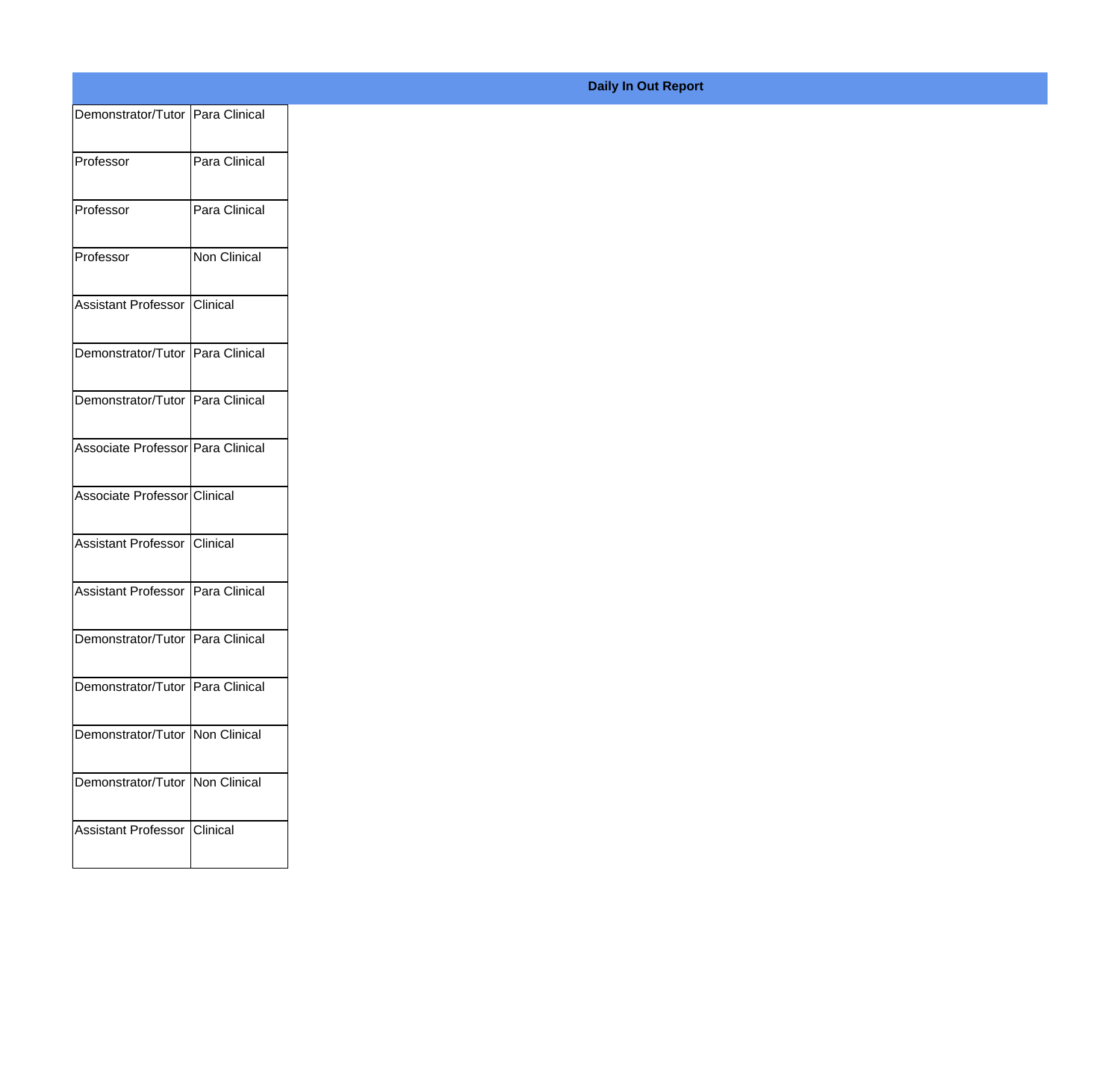**Daily In Out Report**

| | |
|---|---|
| Demonstrator/Tutor | Para Clinical |
| Professor | Para Clinical |
| Professor | Para Clinical |
| Professor | Non Clinical |
| Assistant Professor | Clinical |
| Demonstrator/Tutor | Para Clinical |
| Demonstrator/Tutor | Para Clinical |
| Associate Professor | Para Clinical |
| Associate Professor | Clinical |
| Assistant Professor | Clinical |
| Assistant Professor | Para Clinical |
| Demonstrator/Tutor | Para Clinical |
| Demonstrator/Tutor | Para Clinical |
| Demonstrator/Tutor | Non Clinical |
| Demonstrator/Tutor | Non Clinical |
| Assistant Professor | Clinical |